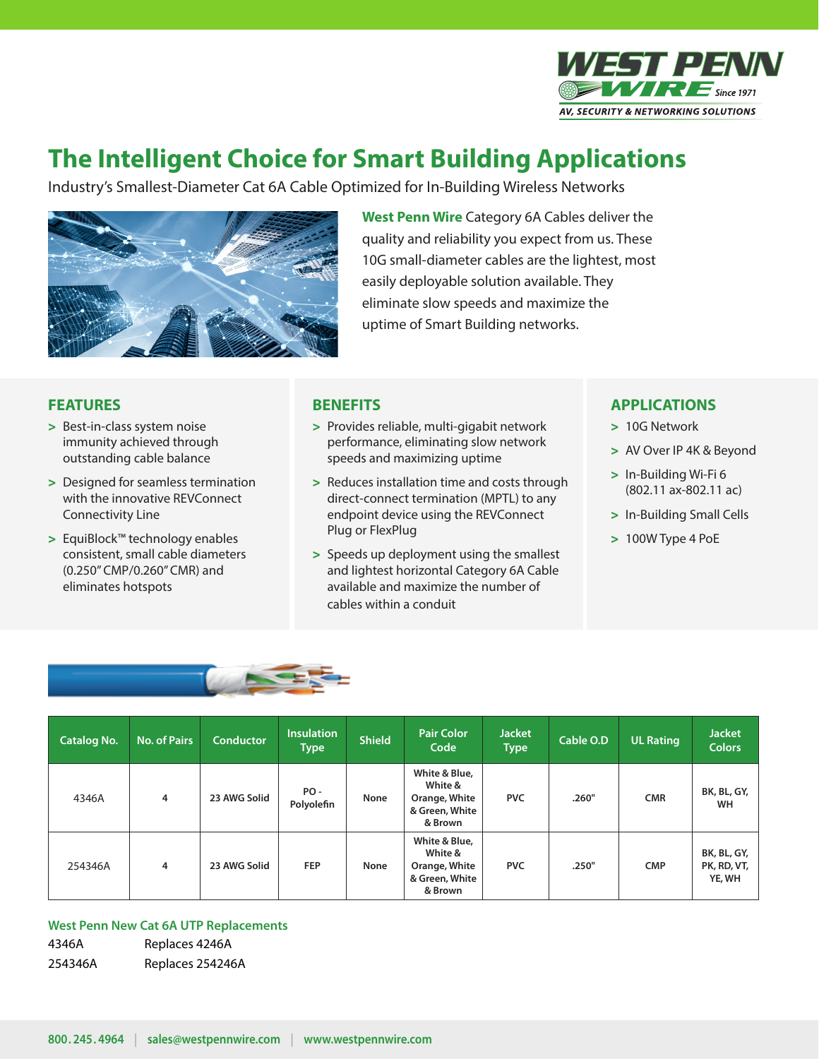# The Intelligent Choice for Smart Building Applications

Industry's Smallest-Diameter Cat 6A Cable Optimized for In-Building Wireless Networks

**West Penn Wire** Category 6A Cables deliver the quality and reliability you expect from us. These 10G small-diameter cables are the lightest, most easily deployable solution available. They eliminate slow speeds and maximize the uptime of Smart Building networks.

## FEATURES

- Best-in-class system noise immunity achieved through outstanding cable balance
- Designed for seamless termination with the innovative REVConnect Connectivity Line
- EquiBlock™ technology enables consistent, small cable diameters (0.250" CMP/0.260" CMR) and eliminates hotspots

## BENEFITS

- Provides reliable, multi-gigabit network performance, eliminating slow network speeds and maximizing uptime
- Reduces installation time and costs through direct-connect termination (MPTL) to any endpoint device using the REVConnect Plug or FlexPlug
- Speeds up deployment using the smallest and lightest horizontal Category 6A Cable available and maximize the number of cables within a conduit

## APPLICATIONS

- 10G Network
- AV Over IP 4K & Beyond
- In-Building Wi-Fi 6 (802.11 ax-802.11 ac)
- In-Building Small Cells
- 100W Type 4 PoE

| Catalog No. | No. of Pairs | Conductor | Insulation Type | Shield | Pair Color Code | Jacket Type | Cable O.D | UL Rating | Jacket Colors |
|---|---|---|---|---|---|---|---|---|---|
| 4346A | 4 | 23 AWG Solid | PO - Polyolefin | None | White & Blue, White & Orange, White & Green, White & Brown | PVC | .260" | CMR | BK, BL, GY, WH |
| 254346A | 4 | 23 AWG Solid | FEP | None | White & Blue, White & Orange, White & Green, White & Brown | PVC | .250" | CMP | BK, BL, GY, PK, RD, VT, YE, WH |

### West Penn New Cat 6A UTP Replacements

| | |
|---|---|
| 4346A | Replaces 4246A |
| 254346A | Replaces 254246A |

800.245.4964 | sales@westpennwire.com | www.westpennwire.com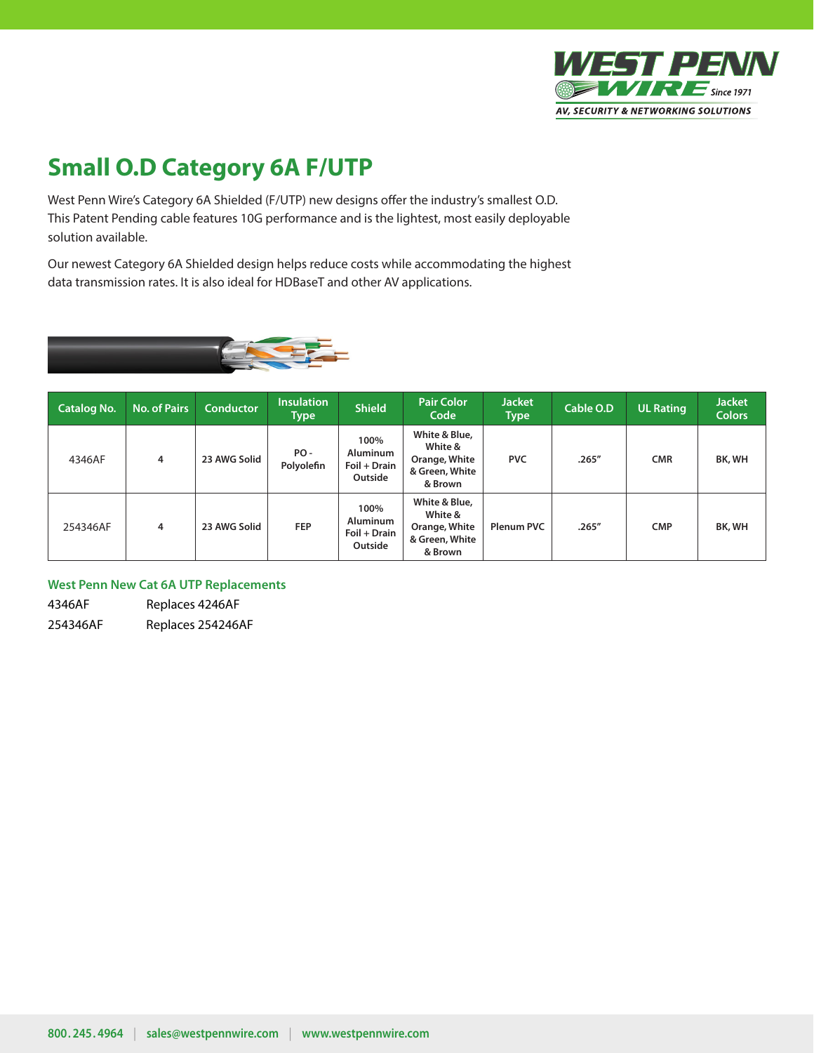# Small O.D Category 6A F/UTP

West Penn Wire's Category 6A Shielded (F/UTP) new designs offer the industry's smallest O.D. This Patent Pending cable features 10G performance and is the lightest, most easily deployable solution available.

Our newest Category 6A Shielded design helps reduce costs while accommodating the highest data transmission rates. It is also ideal for HDBaseT and other AV applications.

| Catalog No. | No. of Pairs | Conductor | Insulation Type | Shield | Pair Color Code | Jacket Type | Cable O.D | UL Rating | Jacket Colors |
|---|---|---|---|---|---|---|---|---|---|
| 4346AF | 4 | 23 AWG Solid | PO - Polyolefin | 100% Aluminum Foil + Drain Outside | White & Blue, White & Orange, White & Green, White & Brown | PVC | .265" | CMR | BK, WH |
| 254346AF | 4 | 23 AWG Solid | FEP | 100% Aluminum Foil + Drain Outside | White & Blue, White & Orange, White & Green, White & Brown | Plenum PVC | .265" | CMP | BK, WH |

### West Penn New Cat 6A UTP Replacements

4346AF Replaces 4246AF

254346AF Replaces 254246AF

800.245.4964 | sales@westpennwire.com | www.westpennwire.com